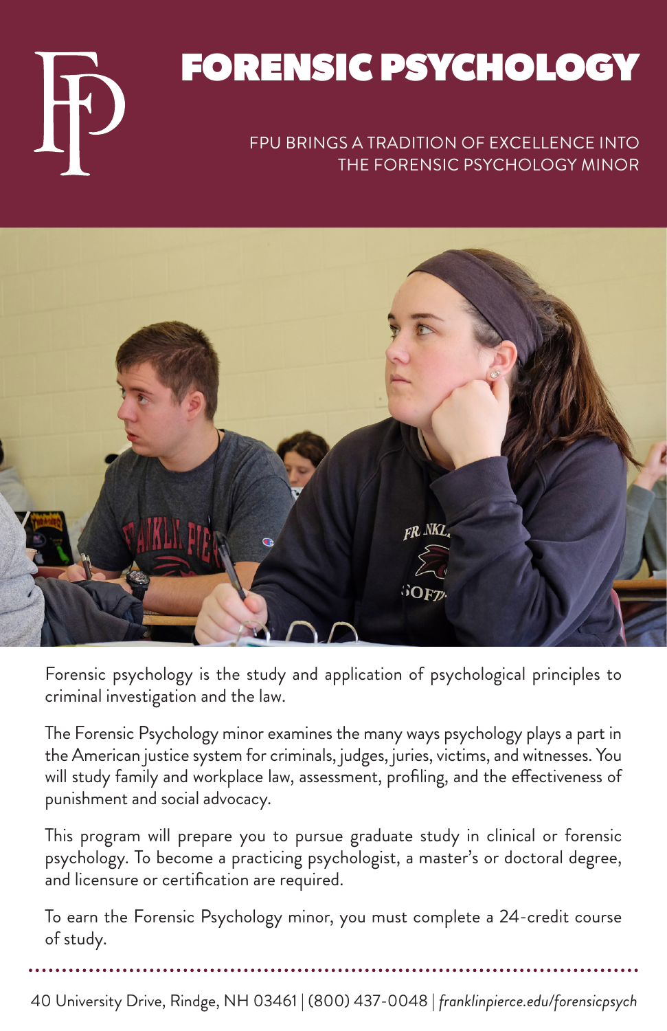# FORENSIC PSYCHOLOGY

FPU BRINGS A TRADITION OF EXCELLENCE INTO THE FORENSIC PSYCHOLOGY MINOR

Forensic psychology is the study and application of psychological principles to criminal investigation and the law.

The Forensic Psychology minor examines the many ways psychology plays a part in the American justice system for criminals, judges, juries, victims, and witnesses. You will study family and workplace law, assessment, profiling, and the effectiveness of punishment and social advocacy.

This program will prepare you to pursue graduate study in clinical or forensic psychology. To become a practicing psychologist, a master's or doctoral degree, and licensure or certification are required.

To earn the Forensic Psychology minor, you must complete a 24-credit course of study.

40 University Drive, Rindge, NH 03461 | (800) 437-0048 | *franklinpierce.edu/forensicpsych*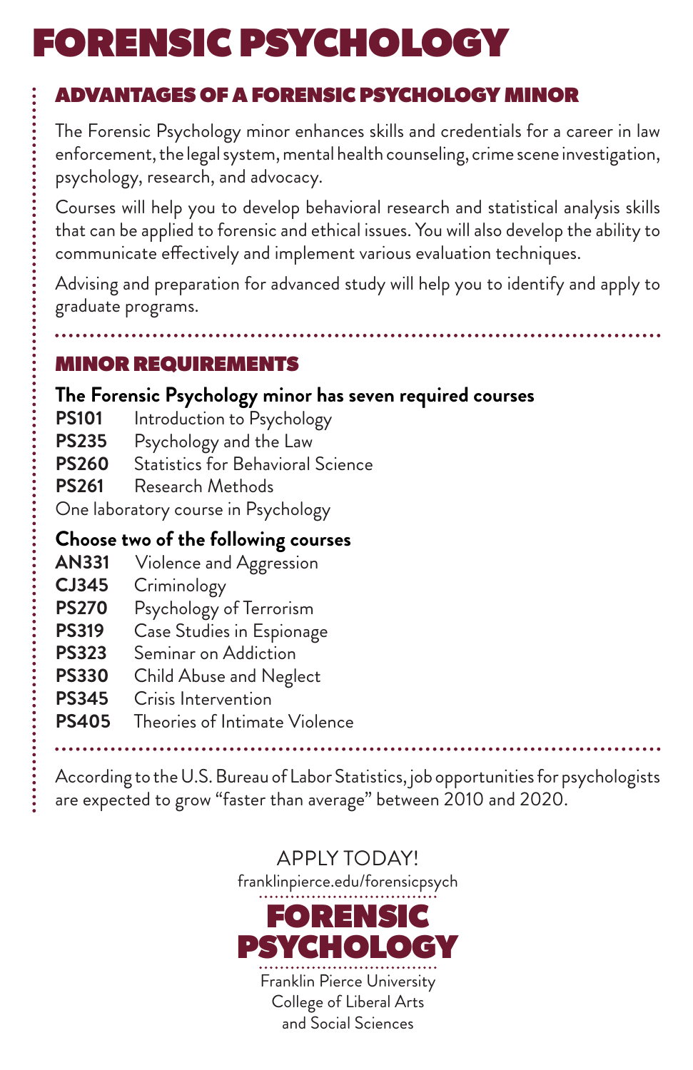# FORENSIC PSYCHOLOGY

## ADVANTAGES OF A FORENSIC PSYCHOLOGY MINOR

The Forensic Psychology minor enhances skills and credentials for a career in law enforcement, the legal system, mental health counseling, crime scene investigation, psychology, research, and advocacy.

Courses will help you to develop behavioral research and statistical analysis skills that can be applied to forensic and ethical issues. You will also develop the ability to communicate effectively and implement various evaluation techniques.

Advising and preparation for advanced study will help you to identify and apply to graduate programs.

## MINOR REQUIREMENTS

**The Forensic Psychology minor has seven required courses**

**PS101** Introduction to Psychology
**PS235** Psychology and the Law
**PS260** Statistics for Behavioral Science
**PS261** Research Methods
One laboratory course in Psychology

**Choose two of the following courses**

**AN331** Violence and Aggression
**CJ345** Criminology
**PS270** Psychology of Terrorism
**PS319** Case Studies in Espionage
**PS323** Seminar on Addiction
**PS330** Child Abuse and Neglect
**PS345** Crisis Intervention
**PS405** Theories of Intimate Violence

According to the U.S. Bureau of Labor Statistics, job opportunities for psychologists are expected to grow "faster than average" between 2010 and 2020.

APPLY TODAY!
franklinpierce.edu/forensicpsych

**FORENSIC PSYCHOLOGY**

Franklin Pierce University
College of Liberal Arts
and Social Sciences